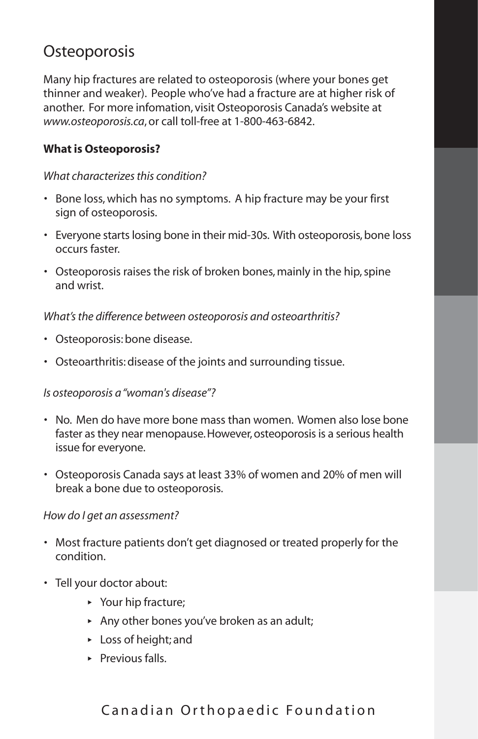# Osteoporosis

Many hip fractures are related to osteoporosis (where your bones get thinner and weaker). People who've had a fracture are at higher risk of another. For more infomation, visit Osteoporosis Canada's website at *www.osteoporosis.ca*, or call toll-free at 1-800-463-6842.

**What is Osteoporosis?**

*What characterizes this condition?*

- Bone loss, which has no symptoms. A hip fracture may be your first sign of osteoporosis.
- Everyone starts losing bone in their mid-30s. With osteoporosis, bone loss occurs faster.
- Osteoporosis raises the risk of broken bones, mainly in the hip, spine and wrist.

*What's the difference between osteoporosis and osteoarthritis?*

- Osteoporosis: bone disease.
- Osteoarthritis: disease of the joints and surrounding tissue.

*Is osteoporosis a "woman's disease"?*

- No. Men do have more bone mass than women. Women also lose bone faster as they near menopause. However, osteoporosis is a serious health issue for everyone.
- Osteoporosis Canada says at least 33% of women and 20% of men will break a bone due to osteoporosis.

*How do I get an assessment?*

- Most fracture patients don't get diagnosed or treated properly for the condition.
- Tell your doctor about:
  - Your hip fracture;
  - Any other bones you've broken as an adult;
  - Loss of height; and
  - Previous falls.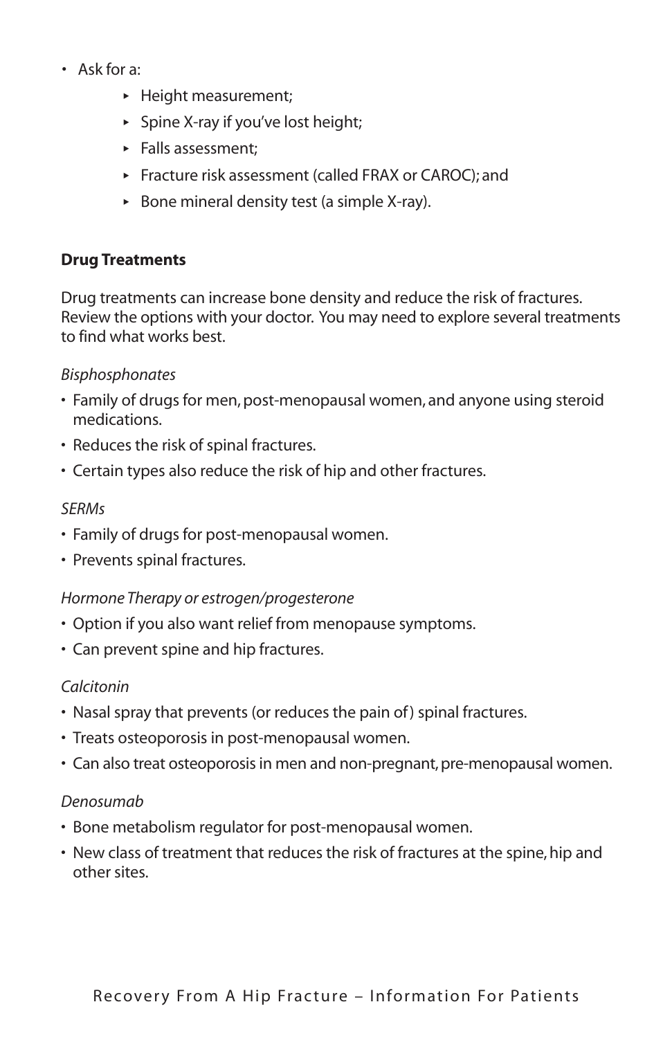- Ask for a:
  - Height measurement;
  - Spine X-ray if you've lost height;
  - Falls assessment;
  - Fracture risk assessment (called FRAX or CAROC); and
  - Bone mineral density test (a simple X-ray).

**Drug Treatments**

Drug treatments can increase bone density and reduce the risk of fractures. Review the options with your doctor. You may need to explore several treatments to find what works best.

*Bisphosphonates*

- Family of drugs for men, post-menopausal women, and anyone using steroid medications.
- Reduces the risk of spinal fractures.
- Certain types also reduce the risk of hip and other fractures.

*SERMs*

- Family of drugs for post-menopausal women.
- Prevents spinal fractures.

*Hormone Therapy or estrogen/progesterone*

- Option if you also want relief from menopause symptoms.
- Can prevent spine and hip fractures.

*Calcitonin*

- Nasal spray that prevents (or reduces the pain of) spinal fractures.
- Treats osteoporosis in post-menopausal women.
- Can also treat osteoporosis in men and non-pregnant, pre-menopausal women.

*Denosumab*

- Bone metabolism regulator for post-menopausal women.
- New class of treatment that reduces the risk of fractures at the spine, hip and other sites.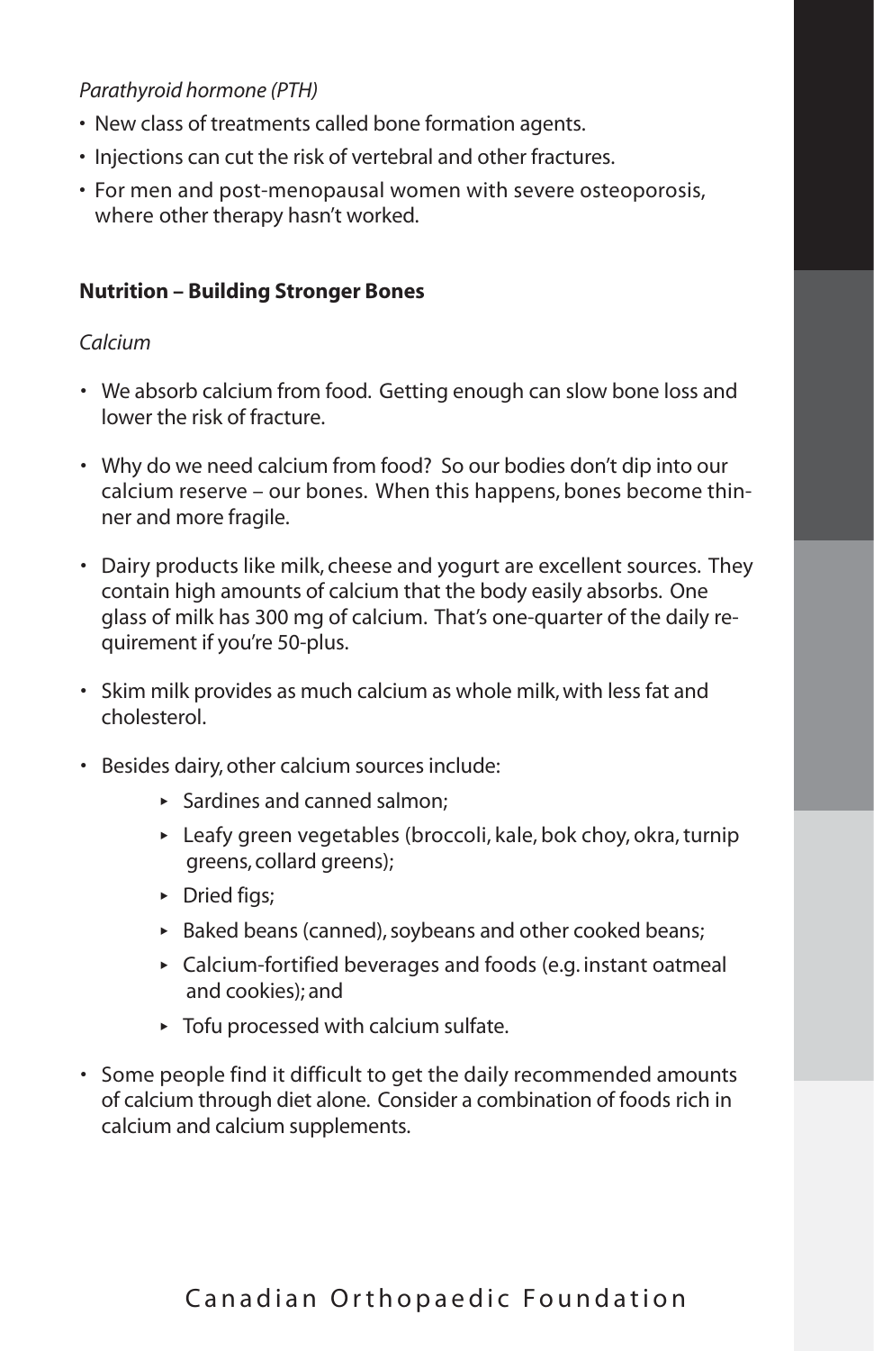*Parathyroid hormone (PTH)*

- New class of treatments called bone formation agents.
- Injections can cut the risk of vertebral and other fractures.
- For men and post-menopausal women with severe osteoporosis, where other therapy hasn't worked.

**Nutrition – Building Stronger Bones**

*Calcium*

- We absorb calcium from food. Getting enough can slow bone loss and lower the risk of fracture.
- Why do we need calcium from food? So our bodies don't dip into our calcium reserve – our bones. When this happens, bones become thinner and more fragile.
- Dairy products like milk, cheese and yogurt are excellent sources. They contain high amounts of calcium that the body easily absorbs. One glass of milk has 300 mg of calcium. That's one-quarter of the daily requirement if you're 50-plus.
- Skim milk provides as much calcium as whole milk, with less fat and cholesterol.
- Besides dairy, other calcium sources include:
  - Sardines and canned salmon;
  - Leafy green vegetables (broccoli, kale, bok choy, okra, turnip greens, collard greens);
  - Dried figs;
  - Baked beans (canned), soybeans and other cooked beans;
  - Calcium-fortified beverages and foods (e.g. instant oatmeal and cookies); and
  - Tofu processed with calcium sulfate.
- Some people find it difficult to get the daily recommended amounts of calcium through diet alone. Consider a combination of foods rich in calcium and calcium supplements.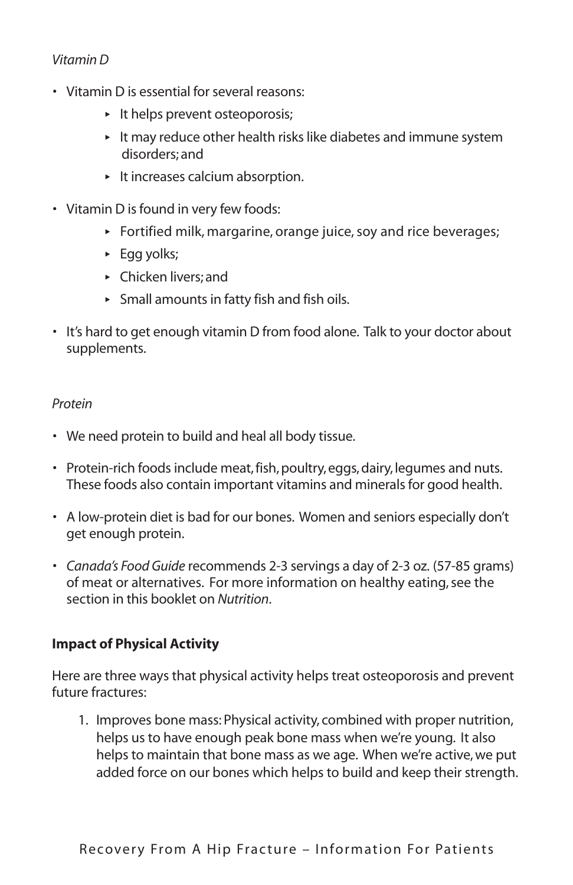*Vitamin D*

- Vitamin D is essential for several reasons:
    - It helps prevent osteoporosis;
    - It may reduce other health risks like diabetes and immune system disorders; and
    - It increases calcium absorption.
- Vitamin D is found in very few foods:
    - Fortified milk, margarine, orange juice, soy and rice beverages;
    - Egg yolks;
    - Chicken livers; and
    - Small amounts in fatty fish and fish oils.
- It's hard to get enough vitamin D from food alone. Talk to your doctor about supplements.

*Protein*

- We need protein to build and heal all body tissue.
- Protein-rich foods include meat, fish, poultry, eggs, dairy, legumes and nuts. These foods also contain important vitamins and minerals for good health.
- A low-protein diet is bad for our bones. Women and seniors especially don't get enough protein.
- *Canada's Food Guide* recommends 2-3 servings a day of 2-3 oz. (57-85 grams) of meat or alternatives. For more information on healthy eating, see the section in this booklet on *Nutrition*.

**Impact of Physical Activity**

Here are three ways that physical activity helps treat osteoporosis and prevent future fractures:

1. Improves bone mass: Physical activity, combined with proper nutrition, helps us to have enough peak bone mass when we're young. It also helps to maintain that bone mass as we age. When we're active, we put added force on our bones which helps to build and keep their strength.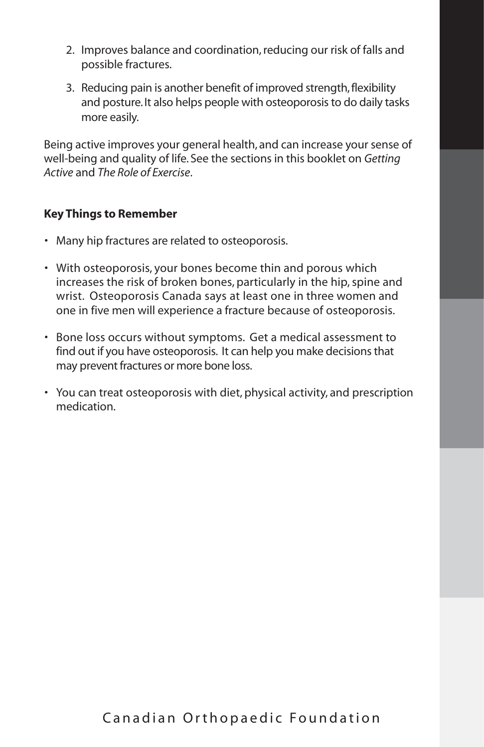2. Improves balance and coordination, reducing our risk of falls and possible fractures.
3. Reducing pain is another benefit of improved strength, flexibility and posture. It also helps people with osteoporosis to do daily tasks more easily.

Being active improves your general health, and can increase your sense of well-being and quality of life. See the sections in this booklet on *Getting Active* and *The Role of Exercise*.

**Key Things to Remember**

- Many hip fractures are related to osteoporosis.
- With osteoporosis, your bones become thin and porous which increases the risk of broken bones, particularly in the hip, spine and wrist. Osteoporosis Canada says at least one in three women and one in five men will experience a fracture because of osteoporosis.
- Bone loss occurs without symptoms. Get a medical assessment to find out if you have osteoporosis. It can help you make decisions that may prevent fractures or more bone loss.
- You can treat osteoporosis with diet, physical activity, and prescription medication.